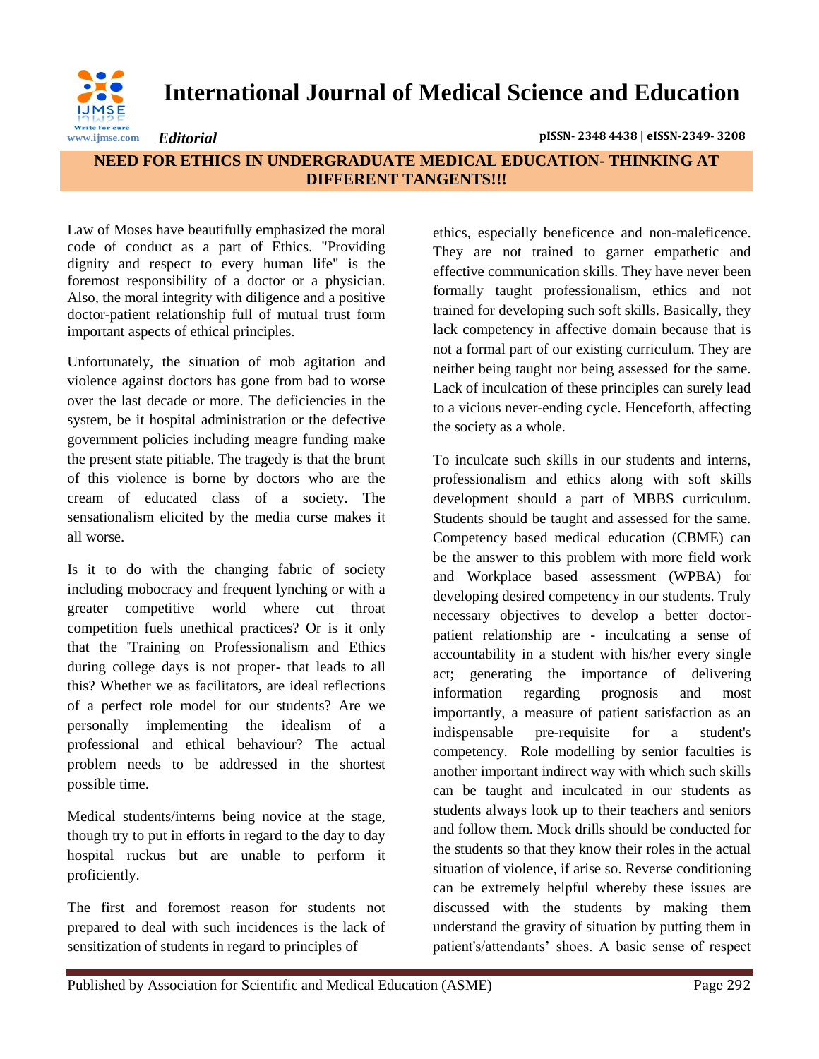*Editorial*

# NEED FOR ETHICS IN UNDERGRADUATE MEDICAL EDUCATION- THINKING AT DIFFERENT TANGENTS!!!

Law of Moses have beautifully emphasized the moral code of conduct as a part of Ethics. "Providing dignity and respect to every human life" is the foremost responsibility of a doctor or a physician. Also, the moral integrity with diligence and a positive doctor-patient relationship full of mutual trust form important aspects of ethical principles.

Unfortunately, the situation of mob agitation and violence against doctors has gone from bad to worse over the last decade or more. The deficiencies in the system, be it hospital administration or the defective government policies including meagre funding make the present state pitiable. The tragedy is that the brunt of this violence is borne by doctors who are the cream of educated class of a society. The sensationalism elicited by the media curse makes it all worse.

Is it to do with the changing fabric of society including mobocracy and frequent lynching or with a greater competitive world where cut throat competition fuels unethical practices? Or is it only that the 'Training on Professionalism and Ethics during college days is not proper- that leads to all this? Whether we as facilitators, are ideal reflections of a perfect role model for our students? Are we personally implementing the idealism of a professional and ethical behaviour? The actual problem needs to be addressed in the shortest possible time.

Medical students/interns being novice at the stage, though try to put in efforts in regard to the day to day hospital ruckus but are unable to perform it proficiently.

The first and foremost reason for students not prepared to deal with such incidences is the lack of sensitization of students in regard to principles of ethics, especially beneficence and non-maleficence. They are not trained to garner empathetic and effective communication skills. They have never been formally taught professionalism, ethics and not trained for developing such soft skills. Basically, they lack competency in affective domain because that is not a formal part of our existing curriculum. They are neither being taught nor being assessed for the same. Lack of inculcation of these principles can surely lead to a vicious never-ending cycle. Henceforth, affecting the society as a whole.

To inculcate such skills in our students and interns, professionalism and ethics along with soft skills development should a part of MBBS curriculum. Students should be taught and assessed for the same. Competency based medical education (CBME) can be the answer to this problem with more field work and Workplace based assessment (WPBA) for developing desired competency in our students. Truly necessary objectives to develop a better doctor-patient relationship are - inculcating a sense of accountability in a student with his/her every single act; generating the importance of delivering information regarding prognosis and most importantly, a measure of patient satisfaction as an indispensable pre-requisite for a student's competency. Role modelling by senior faculties is another important indirect way with which such skills can be taught and inculcated in our students as students always look up to their teachers and seniors and follow them. Mock drills should be conducted for the students so that they know their roles in the actual situation of violence, if arise so. Reverse conditioning can be extremely helpful whereby these issues are discussed with the students by making them understand the gravity of situation by putting them in patient's/attendants' shoes. A basic sense of respect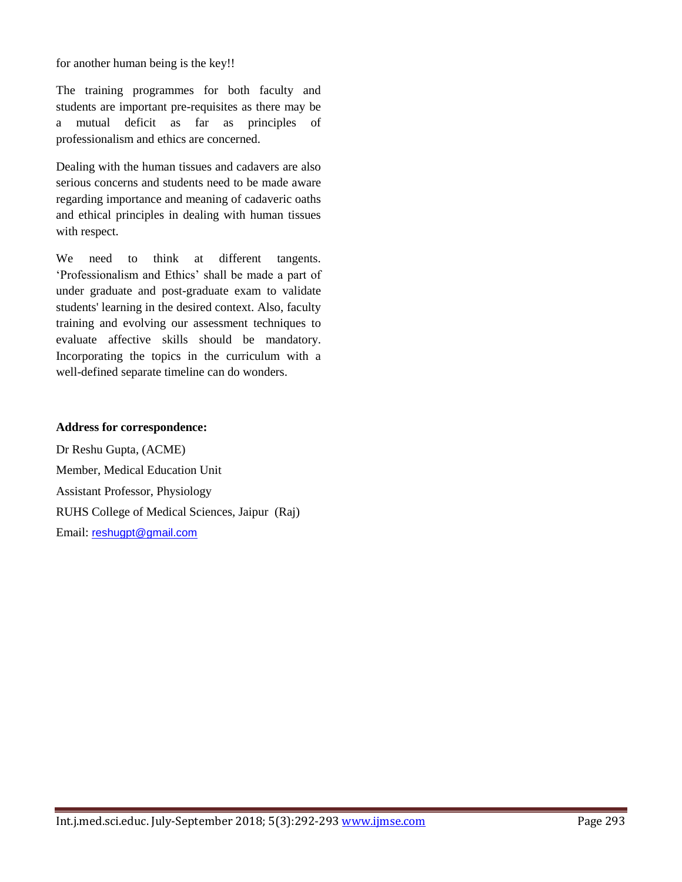for another human being is the key!!

The training programmes for both faculty and students are important pre-requisites as there may be a mutual deficit as far as principles of professionalism and ethics are concerned.

Dealing with the human tissues and cadavers are also serious concerns and students need to be made aware regarding importance and meaning of cadaveric oaths and ethical principles in dealing with human tissues with respect.

We need to think at different tangents. 'Professionalism and Ethics' shall be made a part of under graduate and post-graduate exam to validate students' learning in the desired context. Also, faculty training and evolving our assessment techniques to evaluate affective skills should be mandatory. Incorporating the topics in the curriculum with a well-defined separate timeline can do wonders.

**Address for correspondence:**

Dr Reshu Gupta, (ACME)

Member, Medical Education Unit

Assistant Professor, Physiology

RUHS College of Medical Sciences, Jaipur (Raj)

Email: reshugpt@gmail.com